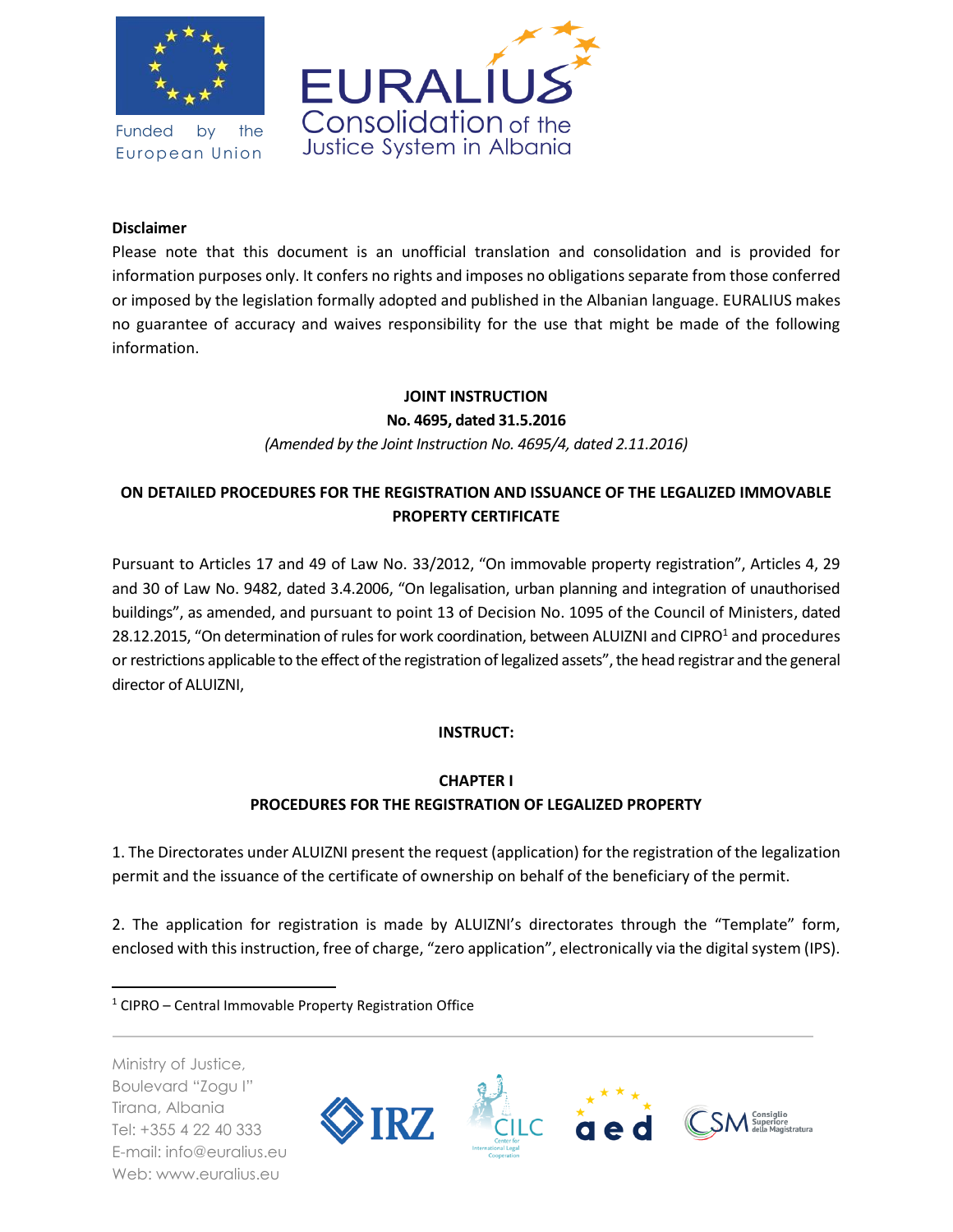Funded by the European Union

EURALIUS
Consolidation of the Justice System in Albania

**Disclaimer**

Please note that this document is an unofficial translation and consolidation and is provided for information purposes only. It confers no rights and imposes no obligations separate from those conferred or imposed by the legislation formally adopted and published in the Albanian language. EURALIUS makes no guarantee of accuracy and waives responsibility for the use that might be made of the following information.

**JOINT INSTRUCTION**

**No. 4695, dated 31.5.2016**

*(Amended by the Joint Instruction No. 4695/4, dated 2.11.2016)*

# ON DETAILED PROCEDURES FOR THE REGISTRATION AND ISSUANCE OF THE LEGALIZED IMMOVABLE PROPERTY CERTIFICATE

Pursuant to Articles 17 and 49 of Law No. 33/2012, "On immovable property registration", Articles 4, 29 and 30 of Law No. 9482, dated 3.4.2006, "On legalisation, urban planning and integration of unauthorised buildings", as amended, and pursuant to point 13 of Decision No. 1095 of the Council of Ministers, dated 28.12.2015, "On determination of rules for work coordination, between ALUIZNI and CIPRO[1] and procedures or restrictions applicable to the effect of the registration of legalized assets", the head registrar and the general director of ALUIZNI,

**INSTRUCT:**

## CHAPTER I
## PROCEDURES FOR THE REGISTRATION OF LEGALIZED PROPERTY

1. The Directorates under ALUIZNI present the request (application) for the registration of the legalization permit and the issuance of the certificate of ownership on behalf of the beneficiary of the permit.

2. The application for registration is made by ALUIZNI's directorates through the "Template" form, enclosed with this instruction, free of charge, "zero application", electronically via the digital system (IPS).

[1] CIPRO – Central Immovable Property Registration Office

Ministry of Justice,
Boulevard "Zogu I"
Tirana, Albania
Tel: +355 4 22 40 333
E-mail: info@euralius.eu
Web: www.euralius.eu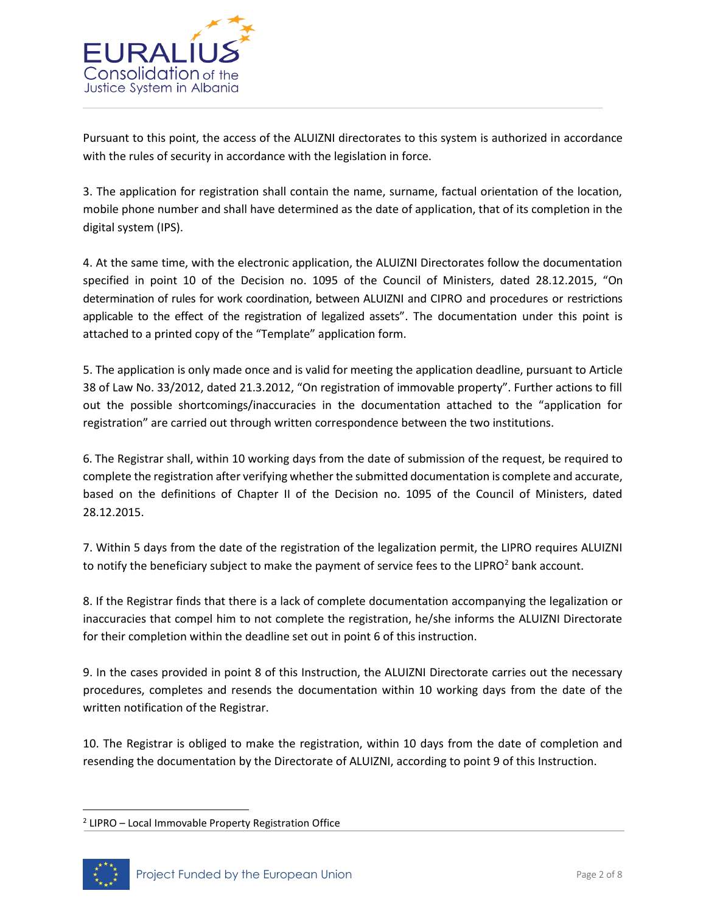Pursuant to this point, the access of the ALUIZNI directorates to this system is authorized in accordance with the rules of security in accordance with the legislation in force.

3. The application for registration shall contain the name, surname, factual orientation of the location, mobile phone number and shall have determined as the date of application, that of its completion in the digital system (IPS).

4. At the same time, with the electronic application, the ALUIZNI Directorates follow the documentation specified in point 10 of the Decision no. 1095 of the Council of Ministers, dated 28.12.2015, "On determination of rules for work coordination, between ALUIZNI and CIPRO and procedures or restrictions applicable to the effect of the registration of legalized assets". The documentation under this point is attached to a printed copy of the "Template" application form.

5. The application is only made once and is valid for meeting the application deadline, pursuant to Article 38 of Law No. 33/2012, dated 21.3.2012, "On registration of immovable property". Further actions to fill out the possible shortcomings/inaccuracies in the documentation attached to the "application for registration" are carried out through written correspondence between the two institutions.

6. The Registrar shall, within 10 working days from the date of submission of the request, be required to complete the registration after verifying whether the submitted documentation is complete and accurate, based on the definitions of Chapter II of the Decision no. 1095 of the Council of Ministers, dated 28.12.2015.

7. Within 5 days from the date of the registration of the legalization permit, the LIPRO requires ALUIZNI to notify the beneficiary subject to make the payment of service fees to the LIPRO[2] bank account.

8. If the Registrar finds that there is a lack of complete documentation accompanying the legalization or inaccuracies that compel him to not complete the registration, he/she informs the ALUIZNI Directorate for their completion within the deadline set out in point 6 of this instruction.

9. In the cases provided in point 8 of this Instruction, the ALUIZNI Directorate carries out the necessary procedures, completes and resends the documentation within 10 working days from the date of the written notification of the Registrar.

10. The Registrar is obliged to make the registration, within 10 days from the date of completion and resending the documentation by the Directorate of ALUIZNI, according to point 9 of this Instruction.

---

[2] LIPRO – Local Immovable Property Registration Office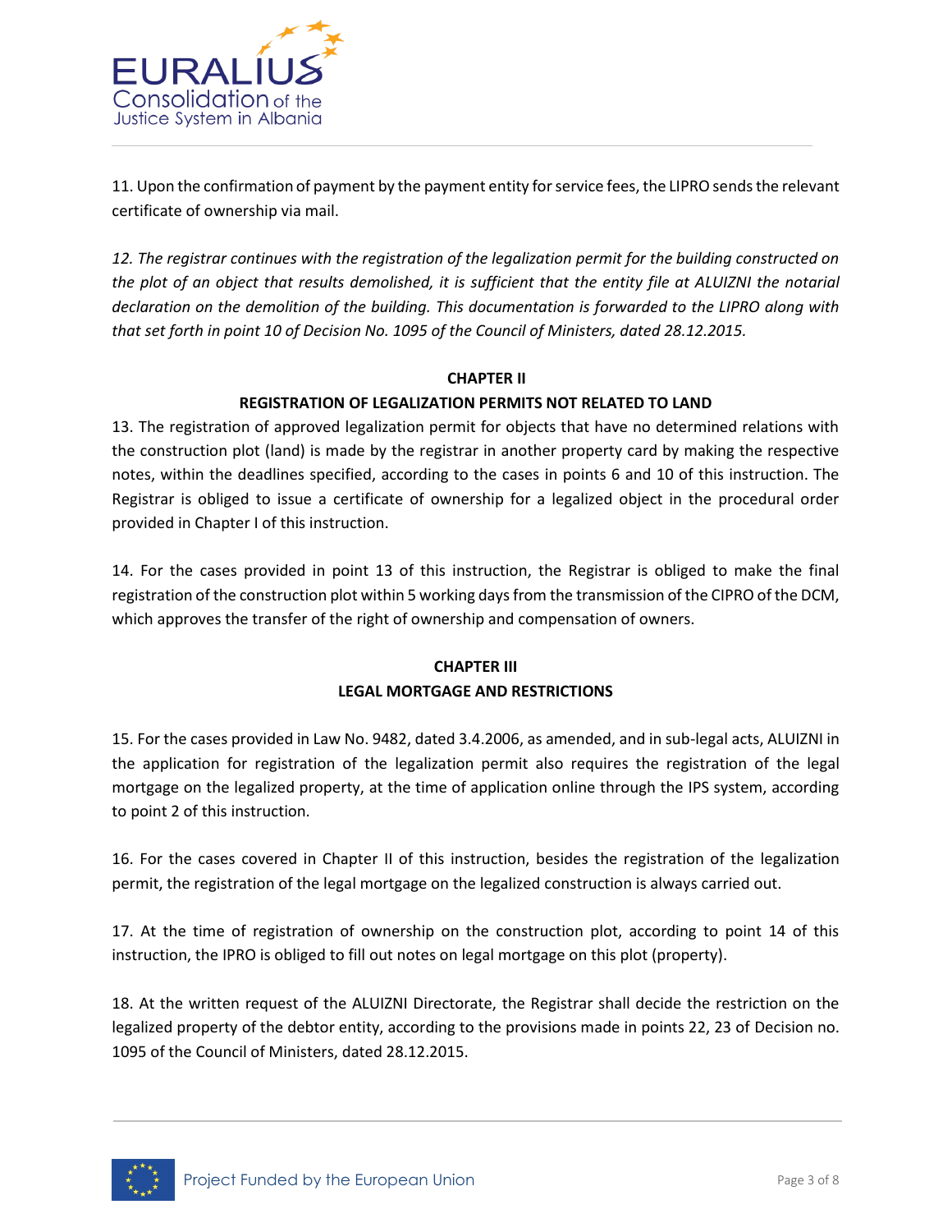11. Upon the confirmation of payment by the payment entity for service fees, the LIPRO sends the relevant certificate of ownership via mail.

*12. The registrar continues with the registration of the legalization permit for the building constructed on the plot of an object that results demolished, it is sufficient that the entity file at ALUIZNI the notarial declaration on the demolition of the building. This documentation is forwarded to the LIPRO along with that set forth in point 10 of Decision No. 1095 of the Council of Ministers, dated 28.12.2015.*

## CHAPTER II
## REGISTRATION OF LEGALIZATION PERMITS NOT RELATED TO LAND

13. The registration of approved legalization permit for objects that have no determined relations with the construction plot (land) is made by the registrar in another property card by making the respective notes, within the deadlines specified, according to the cases in points 6 and 10 of this instruction. The Registrar is obliged to issue a certificate of ownership for a legalized object in the procedural order provided in Chapter I of this instruction.

14. For the cases provided in point 13 of this instruction, the Registrar is obliged to make the final registration of the construction plot within 5 working days from the transmission of the CIPRO of the DCM, which approves the transfer of the right of ownership and compensation of owners.

## CHAPTER III
## LEGAL MORTGAGE AND RESTRICTIONS

15. For the cases provided in Law No. 9482, dated 3.4.2006, as amended, and in sub-legal acts, ALUIZNI in the application for registration of the legalization permit also requires the registration of the legal mortgage on the legalized property, at the time of application online through the IPS system, according to point 2 of this instruction.

16. For the cases covered in Chapter II of this instruction, besides the registration of the legalization permit, the registration of the legal mortgage on the legalized construction is always carried out.

17. At the time of registration of ownership on the construction plot, according to point 14 of this instruction, the IPRO is obliged to fill out notes on legal mortgage on this plot (property).

18. At the written request of the ALUIZNI Directorate, the Registrar shall decide the restriction on the legalized property of the debtor entity, according to the provisions made in points 22, 23 of Decision no. 1095 of the Council of Ministers, dated 28.12.2015.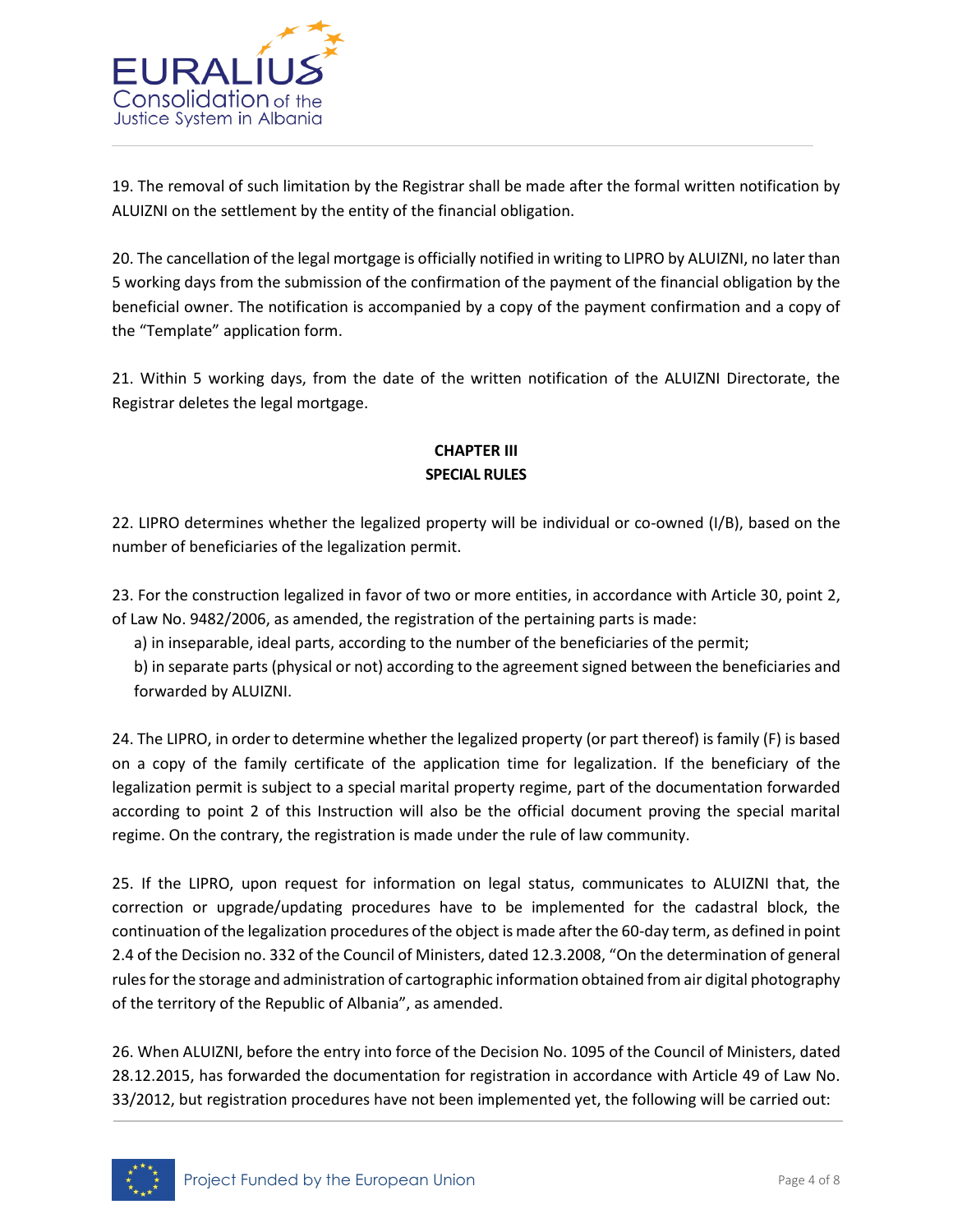19. The removal of such limitation by the Registrar shall be made after the formal written notification by ALUIZNI on the settlement by the entity of the financial obligation.

20. The cancellation of the legal mortgage is officially notified in writing to LIPRO by ALUIZNI, no later than 5 working days from the submission of the confirmation of the payment of the financial obligation by the beneficial owner. The notification is accompanied by a copy of the payment confirmation and a copy of the "Template" application form.

21. Within 5 working days, from the date of the written notification of the ALUIZNI Directorate, the Registrar deletes the legal mortgage.

## CHAPTER III
## SPECIAL RULES

22. LIPRO determines whether the legalized property will be individual or co-owned (I/B), based on the number of beneficiaries of the legalization permit.

23. For the construction legalized in favor of two or more entities, in accordance with Article 30, point 2, of Law No. 9482/2006, as amended, the registration of the pertaining parts is made:

a) in inseparable, ideal parts, according to the number of the beneficiaries of the permit;

b) in separate parts (physical or not) according to the agreement signed between the beneficiaries and forwarded by ALUIZNI.

24. The LIPRO, in order to determine whether the legalized property (or part thereof) is family (F) is based on a copy of the family certificate of the application time for legalization. If the beneficiary of the legalization permit is subject to a special marital property regime, part of the documentation forwarded according to point 2 of this Instruction will also be the official document proving the special marital regime. On the contrary, the registration is made under the rule of law community.

25. If the LIPRO, upon request for information on legal status, communicates to ALUIZNI that, the correction or upgrade/updating procedures have to be implemented for the cadastral block, the continuation of the legalization procedures of the object is made after the 60-day term, as defined in point 2.4 of the Decision no. 332 of the Council of Ministers, dated 12.3.2008, "On the determination of general rules for the storage and administration of cartographic information obtained from air digital photography of the territory of the Republic of Albania", as amended.

26. When ALUIZNI, before the entry into force of the Decision No. 1095 of the Council of Ministers, dated 28.12.2015, has forwarded the documentation for registration in accordance with Article 49 of Law No. 33/2012, but registration procedures have not been implemented yet, the following will be carried out: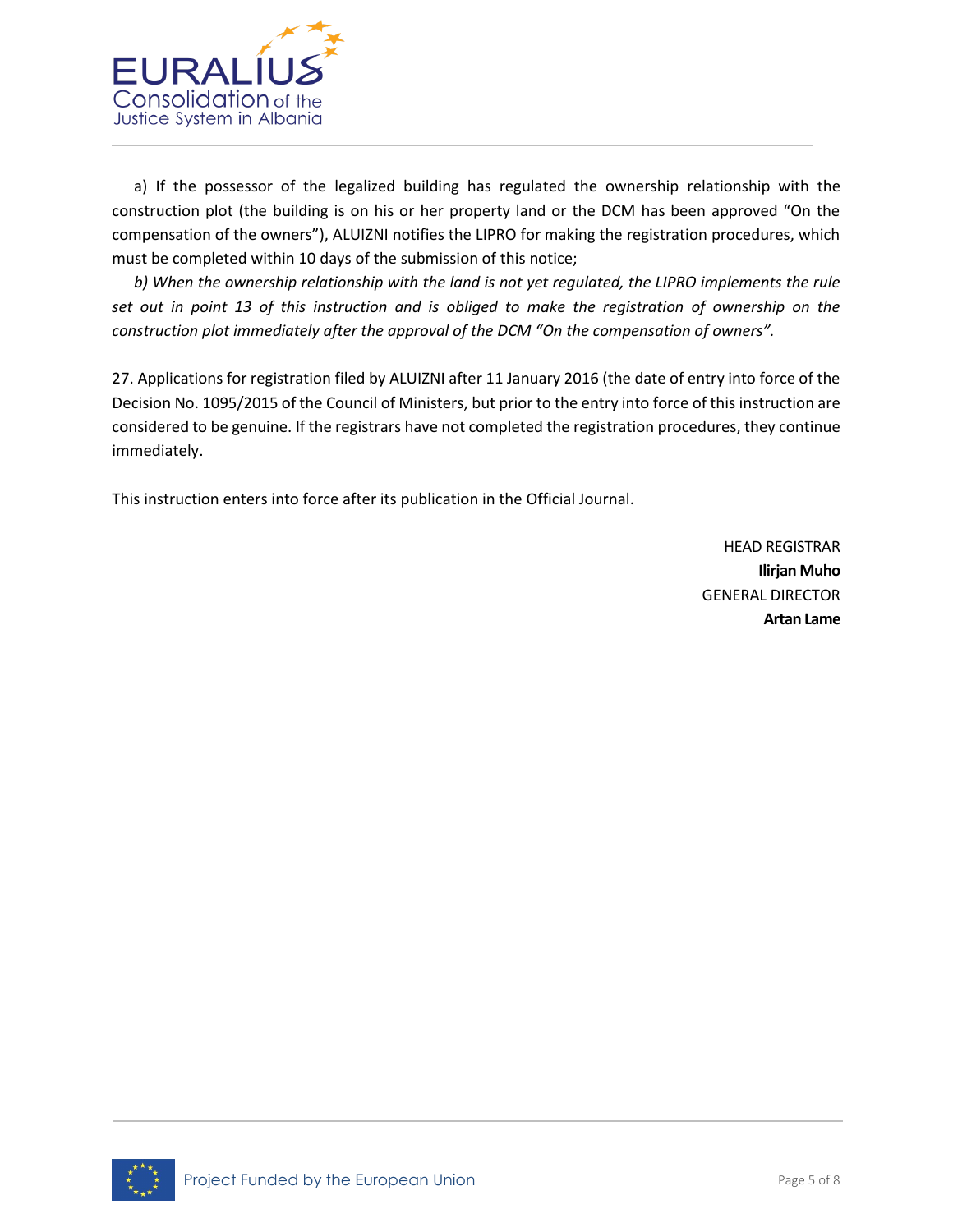a) If the possessor of the legalized building has regulated the ownership relationship with the construction plot (the building is on his or her property land or the DCM has been approved "On the compensation of the owners"), ALUIZNI notifies the LIPRO for making the registration procedures, which must be completed within 10 days of the submission of this notice;

*b) When the ownership relationship with the land is not yet regulated, the LIPRO implements the rule set out in point 13 of this instruction and is obliged to make the registration of ownership on the construction plot immediately after the approval of the DCM "On the compensation of owners".*

27. Applications for registration filed by ALUIZNI after 11 January 2016 (the date of entry into force of the Decision No. 1095/2015 of the Council of Ministers, but prior to the entry into force of this instruction are considered to be genuine. If the registrars have not completed the registration procedures, they continue immediately.

This instruction enters into force after its publication in the Official Journal.

HEAD REGISTRAR
**Ilirjan Muho**
GENERAL DIRECTOR
**Artan Lame**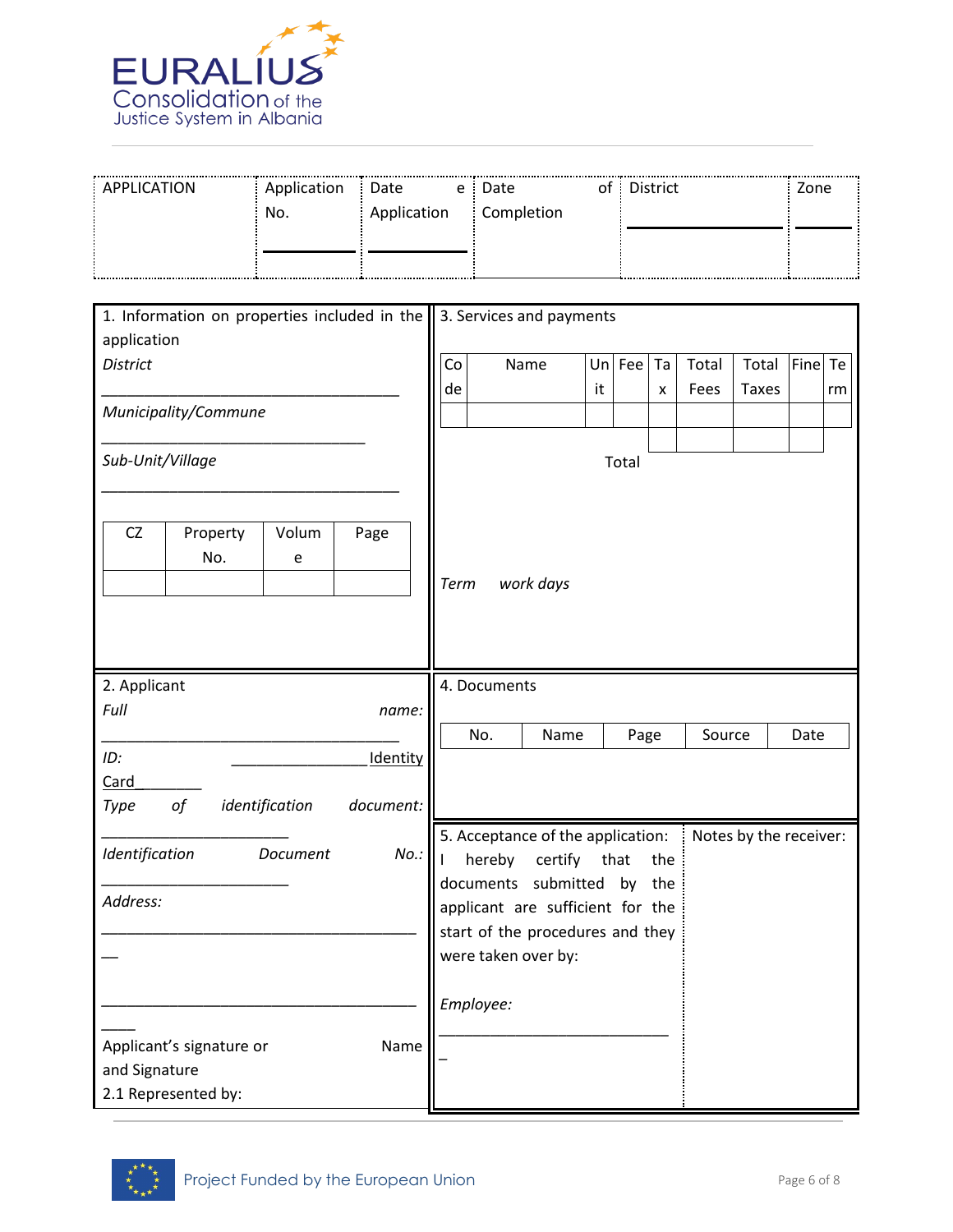| APPLICATION | Application No. | Date e Application | Date of Completion | District | Zone |
|---|---|---|---|---|---|
| | ________ | ________ | | ________ | ________ |

1. Information on properties included in the application

*District*

___________________________________

*Municipality/Commune*

_______________________________

*Sub-Unit/Village*

___________________________________

| CZ | Property No. | Volume | Page |
|---|---|---|---|
| | | | |

2. Applicant

*Full name:*

___________________________________

*ID:* ________________ Identity Card________

*Type of identification document:*

______________________

*Identification Document No.:*

______________________

*Address:*

_____________________________________

_____________________________________

Applicant's signature or Name and Signature

2.1 Represented by:

3. Services and payments

| Code | Name | Unit | Fee | Tax | Total Fees | Total Taxes | Fine | Term |
|---|---|---|---|---|---|---|---|---|
| | | | | | | | | |
| | | | | | | | | |

Total

*Term work days*

4. Documents

| No. | Name | Page | Source | Date |
|---|---|---|---|---|

5. Acceptance of the application:

I hereby certify that the documents submitted by the applicant are sufficient for the start of the procedures and they were taken over by:

*Employee:*

____________________________

Notes by the receiver: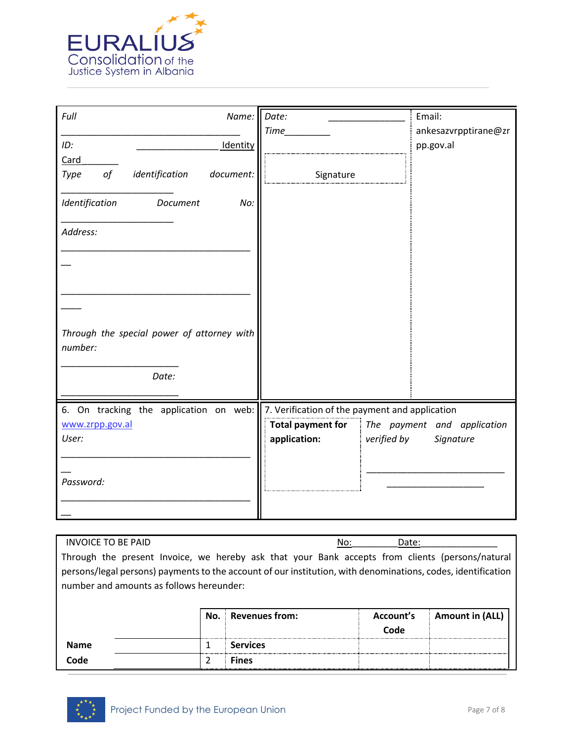| *Full Name:* ___________________________________ *ID:* ________________ Identity Card_______ *Type of identification document:* ______________________ *Identification Document No:* ______________________ *Address:* ______________________________________ __ ______________________________________ ____ *Through the special power of attorney with number:* _______________________ *Date:* _______________________ | *Date:* _______________ *Time*_________ Signature | Email: ankesazvrpptirane@zrpp.gov.al |
|---|---|---|
| 6. On tracking the application on web: [www.zrpp.gov.al](http://www.zrpp.gov.al) *User:* ______________________________________ __ *Password:* ______________________________________ __ | 7. Verification of the payment and application **Total payment for application:** | *The payment and application verified by* *Signature* ___________________________ ___________________ |

INVOICE TO BE PAID No:_________Date:_______________

Through the present Invoice, we hereby ask that your Bank accepts from clients (persons/natural persons/legal persons) payments to the account of our institution, with denominations, codes, identification number and amounts as follows hereunder:

| | | No. | Revenues from: | Account's Code | Amount in (ALL) |
|---|---|---|---|---|---|
| **Name** | | 1 | **Services** | | |
| **Code** | | 2 | **Fines** | | |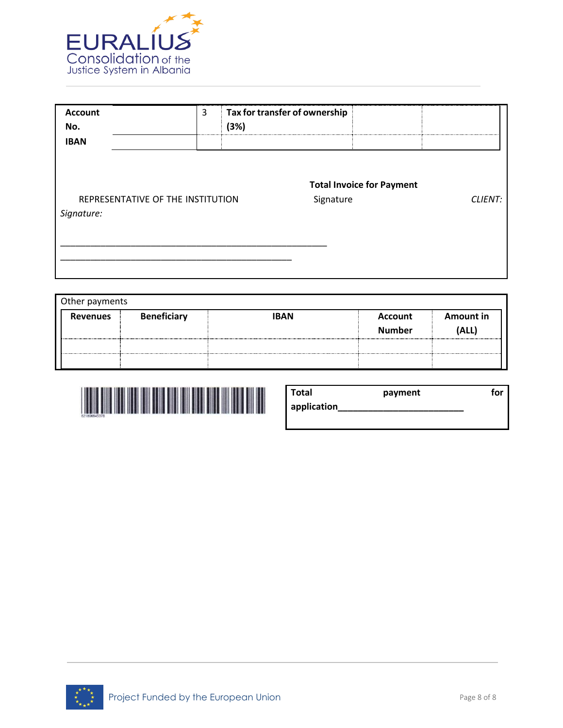| | | | | | |
|---|---|---|---|---|---|
| Account No. | | 3 | **Tax for transfer of ownership (3%)** | | |
| **IBAN** | | | | | |

**Total Invoice for Payment**

REPRESENTATIVE OF THE INSTITUTION Signature *CLIENT:*

*Signature:*

_______________________________________________________

_______________________________________________

Other payments

| Revenues | Beneficiary | IBAN | Account Number | Amount in (ALL) |
|---|---|---|---|---|
| | | | | |
| | | | | |

621806845378

| |
|---|
| **Total payment for application**__________________________ |